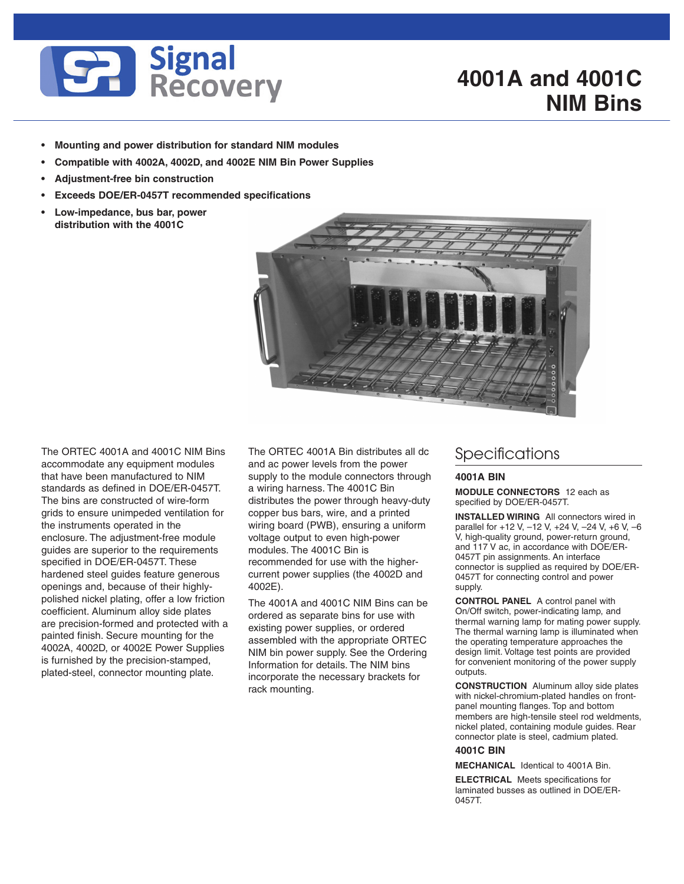# 4001A and 4001C NIM Bins

- **Mounting and power distribution for standard NIM modules**
- **Compatible with 4002A, 4002D, and 4002E NIM Bin Power Supplies**
- **Adjustment-free bin construction**
- **Exceeds DOE/ER-0457T recommended specifications**
- **Low-impedance, bus bar, power distribution with the 4001C**

The ORTEC 4001A and 4001C NIM Bins accommodate any equipment modules that have been manufactured to NIM standards as defined in DOE/ER-0457T. The bins are constructed of wire-form grids to ensure unimpeded ventilation for the instruments operated in the enclosure. The adjustment-free module guides are superior to the requirements specified in DOE/ER-0457T. These hardened steel guides feature generous openings and, because of their highly-polished nickel plating, offer a low friction coefficient. Aluminum alloy side plates are precision-formed and protected with a painted finish. Secure mounting for the 4002A, 4002D, or 4002E Power Supplies is furnished by the precision-stamped, plated-steel, connector mounting plate.

The ORTEC 4001A Bin distributes all dc and ac power levels from the power supply to the module connectors through a wiring harness. The 4001C Bin distributes the power through heavy-duty copper bus bars, wire, and a printed wiring board (PWB), ensuring a uniform voltage output to even high-power modules. The 4001C Bin is recommended for use with the higher-current power supplies (the 4002D and 4002E).

The 4001A and 4001C NIM Bins can be ordered as separate bins for use with existing power supplies, or ordered assembled with the appropriate ORTEC NIM bin power supply. See the Ordering Information for details. The NIM bins incorporate the necessary brackets for rack mounting.

## Specifications

### 4001A BIN

**MODULE CONNECTORS** 12 each as specified by DOE/ER-0457T.

**INSTALLED WIRING** All connectors wired in parallel for +12 V, –12 V, +24 V, –24 V, +6 V, –6 V, high-quality ground, power-return ground, and 117 V ac, in accordance with DOE/ER-0457T pin assignments. An interface connector is supplied as required by DOE/ER-0457T for connecting control and power supply.

**CONTROL PANEL** A control panel with On/Off switch, power-indicating lamp, and thermal warning lamp for mating power supply. The thermal warning lamp is illuminated when the operating temperature approaches the design limit. Voltage test points are provided for convenient monitoring of the power supply outputs.

**CONSTRUCTION** Aluminum alloy side plates with nickel-chromium-plated handles on front-panel mounting flanges. Top and bottom members are high-tensile steel rod weldments, nickel plated, containing module guides. Rear connector plate is steel, cadmium plated.

### 4001C BIN

**MECHANICAL** Identical to 4001A Bin.

**ELECTRICAL** Meets specifications for laminated busses as outlined in DOE/ER-0457T.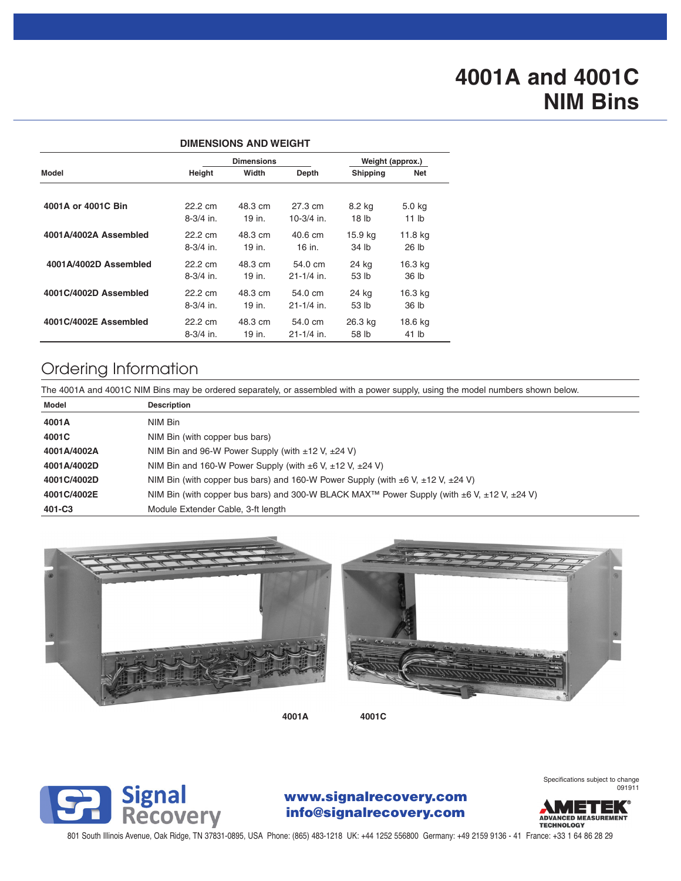# 4001A and 4001C NIM Bins

## DIMENSIONS AND WEIGHT

| Model | Dimensions | | | Weight (approx.) | |
|---|---|---|---|---|---|
| | Height | Width | Depth | Shipping | Net |
| 4001A or 4001C Bin | 22.2 cm 8-3/4 in. | 48.3 cm 19 in. | 27.3 cm 10-3/4 in. | 8.2 kg 18 lb | 5.0 kg 11 lb |
| 4001A/4002A Assembled | 22.2 cm 8-3/4 in. | 48.3 cm 19 in. | 40.6 cm 16 in. | 15.9 kg 34 lb | 11.8 kg 26 lb |
| 4001A/4002D Assembled | 22.2 cm 8-3/4 in. | 48.3 cm 19 in. | 54.0 cm 21-1/4 in. | 24 kg 53 lb | 16.3 kg 36 lb |
| 4001C/4002D Assembled | 22.2 cm 8-3/4 in. | 48.3 cm 19 in. | 54.0 cm 21-1/4 in. | 24 kg 53 lb | 16.3 kg 36 lb |
| 4001C/4002E Assembled | 22.2 cm 8-3/4 in. | 48.3 cm 19 in. | 54.0 cm 21-1/4 in. | 26.3 kg 58 lb | 18.6 kg 41 lb |

## Ordering Information

The 4001A and 4001C NIM Bins may be ordered separately, or assembled with a power supply, using the model numbers shown below.

| Model | Description |
|---|---|
| **4001A** | NIM Bin |
| **4001C** | NIM Bin (with copper bus bars) |
| **4001A/4002A** | NIM Bin and 96-W Power Supply (with ±12 V, ±24 V) |
| **4001A/4002D** | NIM Bin and 160-W Power Supply (with ±6 V, ±12 V, ±24 V) |
| **4001C/4002D** | NIM Bin (with copper bus bars) and 160-W Power Supply (with ±6 V, ±12 V, ±24 V) |
| **4001C/4002E** | NIM Bin (with copper bus bars) and 300-W BLACK MAX™ Power Supply (with ±6 V, ±12 V, ±24 V) |
| **401-C3** | Module Extender Cable, 3-ft length |

**4001A** **4001C**

Specifications subject to change
091911

**www.signalrecovery.com**
**info@signalrecovery.com**

801 South Illinois Avenue, Oak Ridge, TN 37831-0895, USA Phone: (865) 483-1218 UK: +44 1252 556800 Germany: +49 2159 9136 - 41 France: +33 1 64 86 28 29